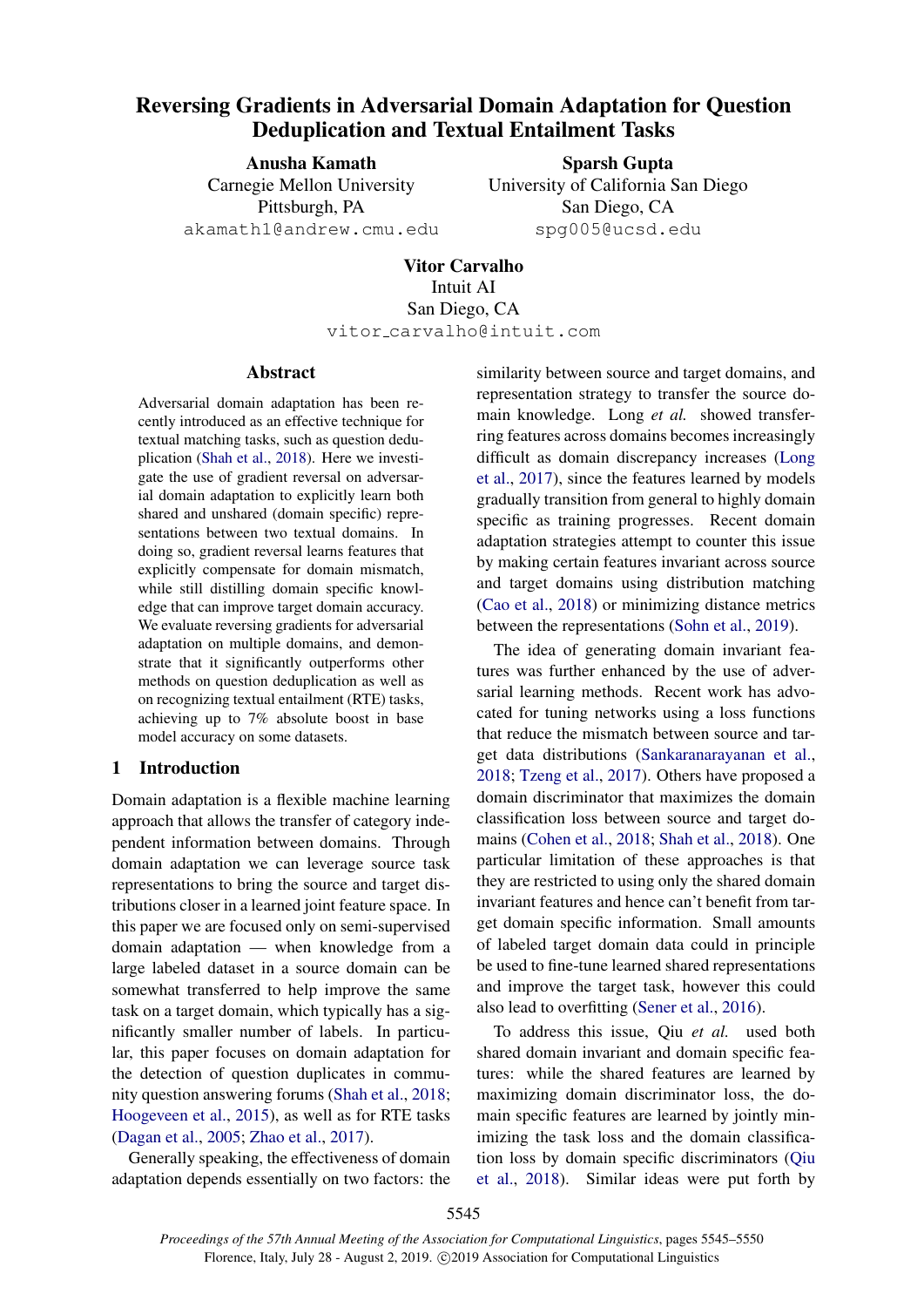# Reversing Gradients in Adversarial Domain Adaptation for Question Deduplication and Textual Entailment Tasks

**Anusha Kamath**
Carnegie Mellon University
Pittsburgh, PA
akamath1@andrew.cmu.edu

**Sparsh Gupta**
University of California San Diego
San Diego, CA
spg005@ucsd.edu

**Vitor Carvalho**
Intuit AI
San Diego, CA
vitor_carvalho@intuit.com

## Abstract

Adversarial domain adaptation has been recently introduced as an effective technique for textual matching tasks, such as question deduplication (Shah et al., 2018). Here we investigate the use of gradient reversal on adversarial domain adaptation to explicitly learn both shared and unshared (domain specific) representations between two textual domains. In doing so, gradient reversal learns features that explicitly compensate for domain mismatch, while still distilling domain specific knowledge that can improve target domain accuracy. We evaluate reversing gradients for adversarial adaptation on multiple domains, and demonstrate that it significantly outperforms other methods on question deduplication as well as on recognizing textual entailment (RTE) tasks, achieving up to 7% absolute boost in base model accuracy on some datasets.

## 1 Introduction

Domain adaptation is a flexible machine learning approach that allows the transfer of category independent information between domains. Through domain adaptation we can leverage source task representations to bring the source and target distributions closer in a learned joint feature space. In this paper we are focused only on semi-supervised domain adaptation — when knowledge from a large labeled dataset in a source domain can be somewhat transferred to help improve the same task on a target domain, which typically has a significantly smaller number of labels. In particular, this paper focuses on domain adaptation for the detection of question duplicates in community question answering forums (Shah et al., 2018; Hoogeveen et al., 2015), as well as for RTE tasks (Dagan et al., 2005; Zhao et al., 2017).

Generally speaking, the effectiveness of domain adaptation depends essentially on two factors: the similarity between source and target domains, and representation strategy to transfer the source domain knowledge. Long *et al.* showed transferring features across domains becomes increasingly difficult as domain discrepancy increases (Long et al., 2017), since the features learned by models gradually transition from general to highly domain specific as training progresses. Recent domain adaptation strategies attempt to counter this issue by making certain features invariant across source and target domains using distribution matching (Cao et al., 2018) or minimizing distance metrics between the representations (Sohn et al., 2019).

The idea of generating domain invariant features was further enhanced by the use of adversarial learning methods. Recent work has advocated for tuning networks using a loss functions that reduce the mismatch between source and target data distributions (Sankaranarayanan et al., 2018; Tzeng et al., 2017). Others have proposed a domain discriminator that maximizes the domain classification loss between source and target domains (Cohen et al., 2018; Shah et al., 2018). One particular limitation of these approaches is that they are restricted to using only the shared domain invariant features and hence can't benefit from target domain specific information. Small amounts of labeled target domain data could in principle be used to fine-tune learned shared representations and improve the target task, however this could also lead to overfitting (Sener et al., 2016).

To address this issue, Qiu *et al.* used both shared domain invariant and domain specific features: while the shared features are learned by maximizing domain discriminator loss, the domain specific features are learned by jointly minimizing the task loss and the domain classification loss by domain specific discriminators (Qiu et al., 2018). Similar ideas were put forth by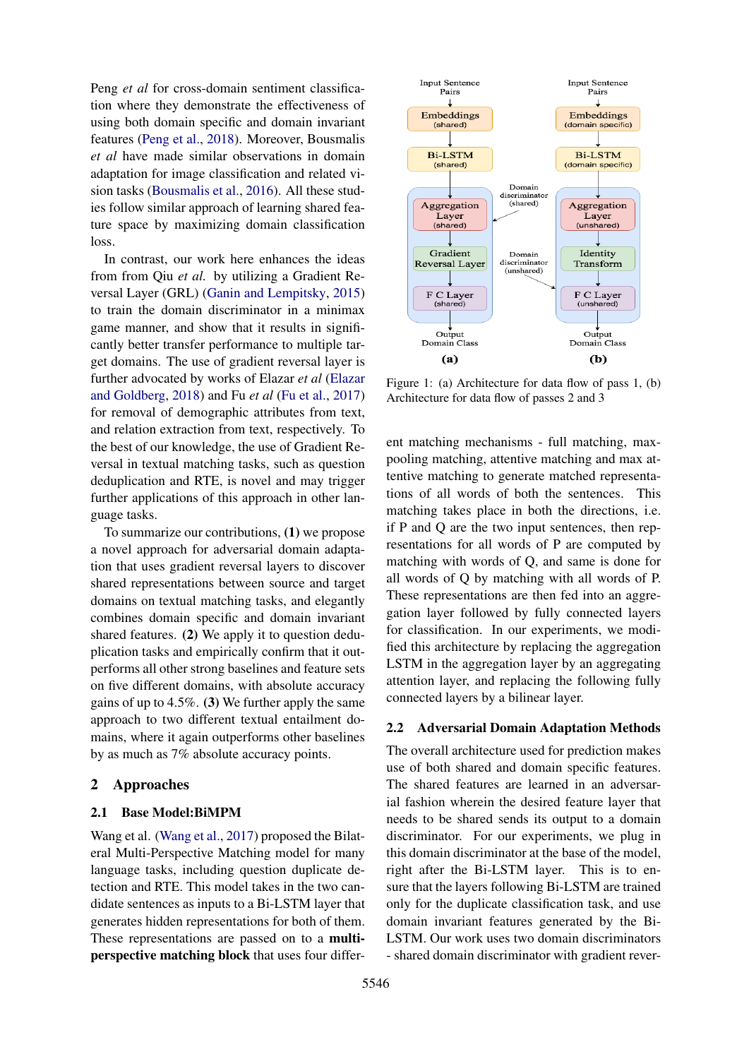Peng *et al* for cross-domain sentiment classification where they demonstrate the effectiveness of using both domain specific and domain invariant features (Peng et al., 2018). Moreover, Bousmalis *et al* have made similar observations in domain adaptation for image classification and related vision tasks (Bousmalis et al., 2016). All these studies follow similar approach of learning shared feature space by maximizing domain classification loss.

In contrast, our work here enhances the ideas from from Qiu *et al.* by utilizing a Gradient Reversal Layer (GRL) (Ganin and Lempitsky, 2015) to train the domain discriminator in a minimax game manner, and show that it results in significantly better transfer performance to multiple target domains. The use of gradient reversal layer is further advocated by works of Elazar *et al* (Elazar and Goldberg, 2018) and Fu *et al* (Fu et al., 2017) for removal of demographic attributes from text, and relation extraction from text, respectively. To the best of our knowledge, the use of Gradient Reversal in textual matching tasks, such as question deduplication and RTE, is novel and may trigger further applications of this approach in other language tasks.

To summarize our contributions, **(1)** we propose a novel approach for adversarial domain adaptation that uses gradient reversal layers to discover shared representations between source and target domains on textual matching tasks, and elegantly combines domain specific and domain invariant shared features. **(2)** We apply it to question deduplication tasks and empirically confirm that it outperforms all other strong baselines and feature sets on five different domains, with absolute accuracy gains of up to 4.5%. **(3)** We further apply the same approach to two different textual entailment domains, where it again outperforms other baselines by as much as 7% absolute accuracy points.

## 2 Approaches

### 2.1 Base Model:BiMPM

Wang et al. (Wang et al., 2017) proposed the Bilateral Multi-Perspective Matching model for many language tasks, including question duplicate detection and RTE. This model takes in the two candidate sentences as inputs to a Bi-LSTM layer that generates hidden representations for both of them. These representations are passed on to a **multi-perspective matching block** that uses four different matching mechanisms - full matching, max-pooling matching, attentive matching and max attentive matching to generate matched representations of all words of both the sentences. This matching takes place in both the directions, i.e. if P and Q are the two input sentences, then representations for all words of P are computed by matching with words of Q, and same is done for all words of Q by matching with all words of P. These representations are then fed into an aggregation layer followed by fully connected layers for classification. In our experiments, we modified this architecture by replacing the aggregation LSTM in the aggregation layer by an aggregating attention layer, and replacing the following fully connected layers by a bilinear layer.

Figure 1: (a) Architecture for data flow of pass 1, (b) Architecture for data flow of passes 2 and 3

### 2.2 Adversarial Domain Adaptation Methods

The overall architecture used for prediction makes use of both shared and domain specific features. The shared features are learned in an adversarial fashion wherein the desired feature layer that needs to be shared sends its output to a domain discriminator. For our experiments, we plug in this domain discriminator at the base of the model, right after the Bi-LSTM layer. This is to ensure that the layers following Bi-LSTM are trained only for the duplicate classification task, and use domain invariant features generated by the Bi-LSTM. Our work uses two domain discriminators - shared domain discriminator with gradient rever-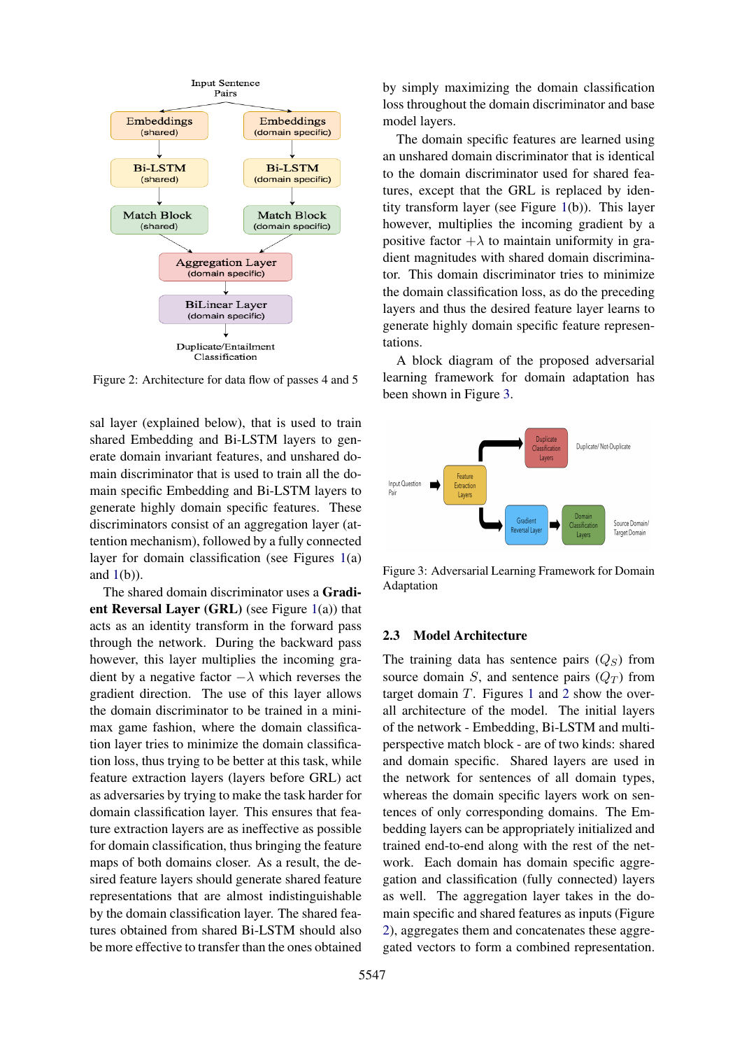Figure 2: Architecture for data flow of passes 4 and 5

sal layer (explained below), that is used to train shared Embedding and Bi-LSTM layers to generate domain invariant features, and unshared domain discriminator that is used to train all the domain specific Embedding and Bi-LSTM layers to generate highly domain specific features. These discriminators consist of an aggregation layer (attention mechanism), followed by a fully connected layer for domain classification (see Figures 1(a) and 1(b)).

The shared domain discriminator uses a **Gradient Reversal Layer (GRL)** (see Figure 1(a)) that acts as an identity transform in the forward pass through the network. During the backward pass however, this layer multiplies the incoming gradient by a negative factor $-\lambda$ which reverses the gradient direction. The use of this layer allows the domain discriminator to be trained in a minimax game fashion, where the domain classification layer tries to minimize the domain classification loss, thus trying to be better at this task, while feature extraction layers (layers before GRL) act as adversaries by trying to make the task harder for domain classification layer. This ensures that feature extraction layers are as ineffective as possible for domain classification, thus bringing the feature maps of both domains closer. As a result, the desired feature layers should generate shared feature representations that are almost indistinguishable by the domain classification layer. The shared features obtained from shared Bi-LSTM should also be more effective to transfer than the ones obtained by simply maximizing the domain classification loss throughout the domain discriminator and base model layers.

The domain specific features are learned using an unshared domain discriminator that is identical to the domain discriminator used for shared features, except that the GRL is replaced by identity transform layer (see Figure 1(b)). This layer however, multiplies the incoming gradient by a positive factor $+\lambda$ to maintain uniformity in gradient magnitudes with shared domain discriminator. This domain discriminator tries to minimize the domain classification loss, as do the preceding layers and thus the desired feature layer learns to generate highly domain specific feature representations.

A block diagram of the proposed adversarial learning framework for domain adaptation has been shown in Figure 3.

Figure 3: Adversarial Learning Framework for Domain Adaptation

## 2.3 Model Architecture

The training data has sentence pairs ($Q_S$) from source domain $S$, and sentence pairs ($Q_T$) from target domain $T$. Figures 1 and 2 show the overall architecture of the model. The initial layers of the network - Embedding, Bi-LSTM and multi-perspective match block - are of two kinds: shared and domain specific. Shared layers are used in the network for sentences of all domain types, whereas the domain specific layers work on sentences of only corresponding domains. The Embedding layers can be appropriately initialized and trained end-to-end along with the rest of the network. Each domain has domain specific aggregation and classification (fully connected) layers as well. The aggregation layer takes in the domain specific and shared features as inputs (Figure 2), aggregates them and concatenates these aggregated vectors to form a combined representation.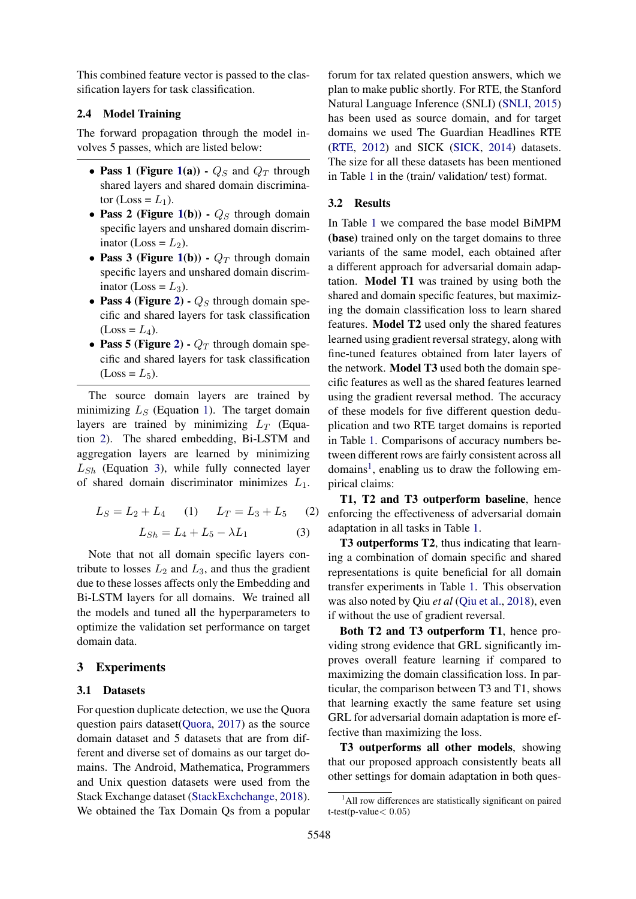This combined feature vector is passed to the classification layers for task classification.

### 2.4 Model Training

The forward propagation through the model involves 5 passes, which are listed below:

- **Pass 1 (Figure 1(a)) -** $Q_S$ and $Q_T$ through shared layers and shared domain discriminator (Loss = $L_1$).
- **Pass 2 (Figure 1(b)) -** $Q_S$ through domain specific layers and unshared domain discriminator (Loss = $L_2$).
- **Pass 3 (Figure 1(b)) -** $Q_T$ through domain specific layers and unshared domain discriminator (Loss = $L_3$).
- **Pass 4 (Figure 2) -** $Q_S$ through domain specific and shared layers for task classification (Loss = $L_4$).
- **Pass 5 (Figure 2) -** $Q_T$ through domain specific and shared layers for task classification (Loss = $L_5$).

The source domain layers are trained by minimizing $L_S$ (Equation 1). The target domain layers are trained by minimizing $L_T$ (Equation 2). The shared embedding, Bi-LSTM and aggregation layers are learned by minimizing $L_{Sh}$ (Equation 3), while fully connected layer of shared domain discriminator minimizes $L_1$.

$$L_S = L_2 + L_4 \quad (1) \qquad L_T = L_3 + L_5 \quad (2)$$

$$L_{Sh} = L_4 + L_5 - \lambda L_1 \quad (3)$$

Note that not all domain specific layers contribute to losses $L_2$ and $L_3$, and thus the gradient due to these losses affects only the Embedding and Bi-LSTM layers for all domains. We trained all the models and tuned all the hyperparameters to optimize the validation set performance on target domain data.

## 3 Experiments

### 3.1 Datasets

For question duplicate detection, we use the Quora question pairs dataset(Quora, 2017) as the source domain dataset and 5 datasets that are from different and diverse set of domains as our target domains. The Android, Mathematica, Programmers and Unix question datasets were used from the Stack Exchange dataset (StackExchchange, 2018). We obtained the Tax Domain Qs from a popular forum for tax related question answers, which we plan to make public shortly. For RTE, the Stanford Natural Language Inference (SNLI) (SNLI, 2015) has been used as source domain, and for target domains we used The Guardian Headlines RTE (RTE, 2012) and SICK (SICK, 2014) datasets. The size for all these datasets has been mentioned in Table 1 in the (train/ validation/ test) format.

### 3.2 Results

In Table 1 we compared the base model BiMPM **(base)** trained only on the target domains to three variants of the same model, each obtained after a different approach for adversarial domain adaptation. **Model T1** was trained by using both the shared and domain specific features, but maximizing the domain classification loss to learn shared features. **Model T2** used only the shared features learned using gradient reversal strategy, along with fine-tuned features obtained from later layers of the network. **Model T3** used both the domain specific features as well as the shared features learned using the gradient reversal method. The accuracy of these models for five different question deduplication and two RTE target domains is reported in Table 1. Comparisons of accuracy numbers between different rows are fairly consistent across all domains[1], enabling us to draw the following empirical claims:

**T1, T2 and T3 outperform baseline**, hence enforcing the effectiveness of adversarial domain adaptation in all tasks in Table 1.

**T3 outperforms T2**, thus indicating that learning a combination of domain specific and shared representations is quite beneficial for all domain transfer experiments in Table 1. This observation was also noted by Qiu *et al* (Qiu et al., 2018), even if without the use of gradient reversal.

**Both T2 and T3 outperform T1**, hence providing strong evidence that GRL significantly improves overall feature learning if compared to maximizing the domain classification loss. In particular, the comparison between T3 and T1, shows that learning exactly the same feature set using GRL for adversarial domain adaptation is more effective than maximizing the loss.

**T3 outperforms all other models**, showing that our proposed approach consistently beats all other settings for domain adaptation in both ques-

[1] All row differences are statistically significant on paired t-test(p-value$< 0.05$)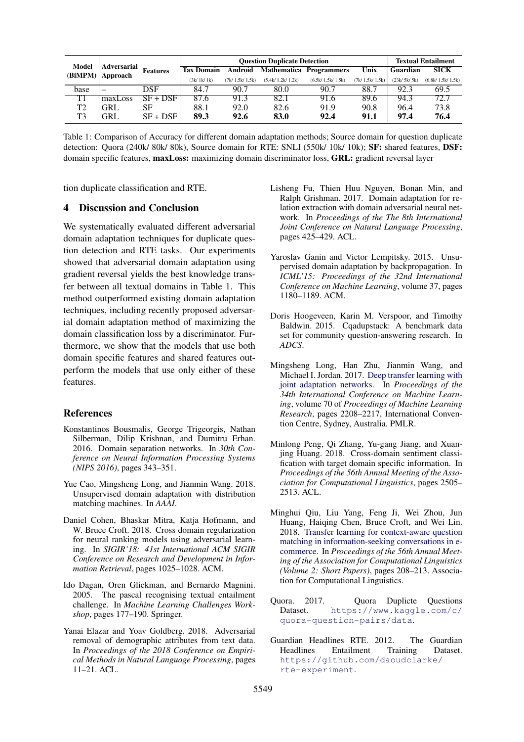| Model (BiMPM) | Adversarial Approach | Features | Question Duplicate Detection | | | | | Textual Entailment | |
|---|---|---|---|---|---|---|---|---|---|
| | | | Tax Domain | Android | Mathematica | Programmers | Unix | Guardian | SICK |
| | | | (3k/ 1k/ 1k) | (7k/ 1.5k/ 1.5k) | (5.4k/ 1.2k/ 1.2k) | (6.5k/ 1.5k/ 1.5k) | (7k/ 1.5k/ 1.5k) | (23k/ 5k/ 5k) | (6.8k/ 1.5k/ 1.5k) |
| base | – | DSF | 84.7 | 90.7 | 80.0 | 90.7 | 88.7 | 92.3 | 69.5 |
| T1 | maxLoss | SF + DSF | 87.6 | 91.3 | 82.1 | 91.6 | 89.6 | 94.3 | 72.7 |
| T2 | GRL | SF | 88.1 | 92.0 | 82.6 | 91.9 | 90.8 | 96.4 | 73.8 |
| T3 | GRL | SF + DSF | **89.3** | **92.6** | **83.0** | **92.4** | **91.1** | **97.4** | **76.4** |

Table 1: Comparison of Accuracy for different domain adaptation methods; Source domain for question duplicate detection: Quora (240k/ 80k/ 80k), Source domain for RTE: SNLI (550k/ 10k/ 10k); **SF:** shared features, **DSF:** domain specific features, **maxLoss:** maximizing domain discriminator loss, **GRL:** gradient reversal layer

tion duplicate classification and RTE.

## 4 Discussion and Conclusion

We systematically evaluated different adversarial domain adaptation techniques for duplicate question detection and RTE tasks. Our experiments showed that adversarial domain adaptation using gradient reversal yields the best knowledge transfer between all textual domains in Table 1. This method outperformed existing domain adaptation techniques, including recently proposed adversarial domain adaptation method of maximizing the domain classification loss by a discriminator. Furthermore, we show that the models that use both domain specific features and shared features outperform the models that use only either of these features.

## References

Konstantinos Bousmalis, George Trigeorgis, Nathan Silberman, Dilip Krishnan, and Dumitru Erhan. 2016. Domain separation networks. In *30th Conference on Neural Information Processing Systems (NIPS 2016)*, pages 343–351.

Yue Cao, Mingsheng Long, and Jianmin Wang. 2018. Unsupervised domain adaptation with distribution matching machines. In *AAAI*.

Daniel Cohen, Bhaskar Mitra, Katja Hofmann, and W. Bruce Croft. 2018. Cross domain regularization for neural ranking models using adversarial learning. In *SIGIR'18: 41st International ACM SIGIR Conference on Research and Development in Information Retrieval*, pages 1025–1028. ACM.

Ido Dagan, Oren Glickman, and Bernardo Magnini. 2005. The pascal recognising textual entailment challenge. In *Machine Learning Challenges Workshop*, pages 177–190. Springer.

Yanai Elazar and Yoav Goldberg. 2018. Adversarial removal of demographic attributes from text data. In *Proceedings of the 2018 Conference on Empirical Methods in Natural Language Processing*, pages 11–21. ACL.

Lisheng Fu, Thien Huu Nguyen, Bonan Min, and Ralph Grishman. 2017. Domain adaptation for relation extraction with domain adversarial neural network. In *Proceedings of the The 8th International Joint Conference on Natural Language Processing*, pages 425–429. ACL.

Yaroslav Ganin and Victor Lempitsky. 2015. Unsupervised domain adaptation by backpropagation. In *ICML'15: Proceedings of the 32nd International Conference on Machine Learning*, volume 37, pages 1180–1189. ACM.

Doris Hoogeveen, Karin M. Verspoor, and Timothy Baldwin. 2015. Cqadupstack: A benchmark data set for community question-answering research. In *ADCS*.

Mingsheng Long, Han Zhu, Jianmin Wang, and Michael I. Jordan. 2017. Deep transfer learning with joint adaptation networks. In *Proceedings of the 34th International Conference on Machine Learning*, volume 70 of *Proceedings of Machine Learning Research*, pages 2208–2217, International Convention Centre, Sydney, Australia. PMLR.

Minlong Peng, Qi Zhang, Yu-gang Jiang, and Xuanjing Huang. 2018. Cross-domain sentiment classification with target domain specific information. In *Proceedings of the 56th Annual Meeting of the Association for Computational Linguistics*, pages 2505–2513. ACL.

Minghui Qiu, Liu Yang, Feng Ji, Wei Zhou, Jun Huang, Haiqing Chen, Bruce Croft, and Wei Lin. 2018. Transfer learning for context-aware question matching in information-seeking conversations in e-commerce. In *Proceedings of the 56th Annual Meeting of the Association for Computational Linguistics (Volume 2: Short Papers)*, pages 208–213. Association for Computational Linguistics.

Quora. 2017. Quora Duplicte Questions Dataset. https://www.kaggle.com/c/quora-question-pairs/data.

Guardian Headlines RTE. 2012. The Guardian Headlines Entailment Training Dataset. https://github.com/daoudclarke/rte-experiment.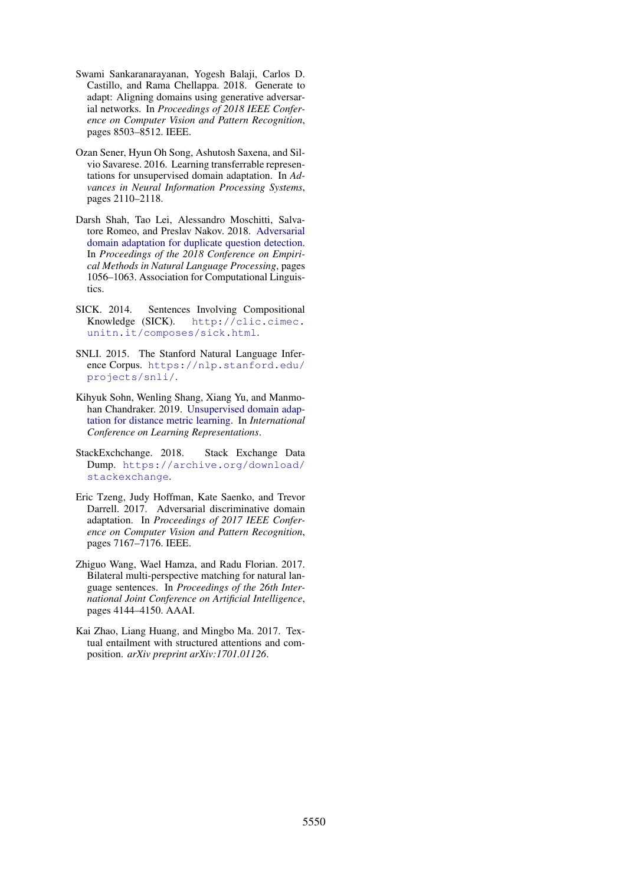Swami Sankaranarayanan, Yogesh Balaji, Carlos D. Castillo, and Rama Chellappa. 2018. Generate to adapt: Aligning domains using generative adversarial networks. In *Proceedings of 2018 IEEE Conference on Computer Vision and Pattern Recognition*, pages 8503–8512. IEEE.

Ozan Sener, Hyun Oh Song, Ashutosh Saxena, and Silvio Savarese. 2016. Learning transferrable representations for unsupervised domain adaptation. In *Advances in Neural Information Processing Systems*, pages 2110–2118.

Darsh Shah, Tao Lei, Alessandro Moschitti, Salvatore Romeo, and Preslav Nakov. 2018. Adversarial domain adaptation for duplicate question detection. In *Proceedings of the 2018 Conference on Empirical Methods in Natural Language Processing*, pages 1056–1063. Association for Computational Linguistics.

SICK. 2014. Sentences Involving Compositional Knowledge (SICK). http://clic.cimec.unitn.it/composes/sick.html.

SNLI. 2015. The Stanford Natural Language Inference Corpus. https://nlp.stanford.edu/projects/snli/.

Kihyuk Sohn, Wenling Shang, Xiang Yu, and Manmohan Chandraker. 2019. Unsupervised domain adaptation for distance metric learning. In *International Conference on Learning Representations*.

StackExchchange. 2018. Stack Exchange Data Dump. https://archive.org/download/stackexchange.

Eric Tzeng, Judy Hoffman, Kate Saenko, and Trevor Darrell. 2017. Adversarial discriminative domain adaptation. In *Proceedings of 2017 IEEE Conference on Computer Vision and Pattern Recognition*, pages 7167–7176. IEEE.

Zhiguo Wang, Wael Hamza, and Radu Florian. 2017. Bilateral multi-perspective matching for natural language sentences. In *Proceedings of the 26th International Joint Conference on Artificial Intelligence*, pages 4144–4150. AAAI.

Kai Zhao, Liang Huang, and Mingbo Ma. 2017. Textual entailment with structured attentions and composition. *arXiv preprint arXiv:1701.01126*.